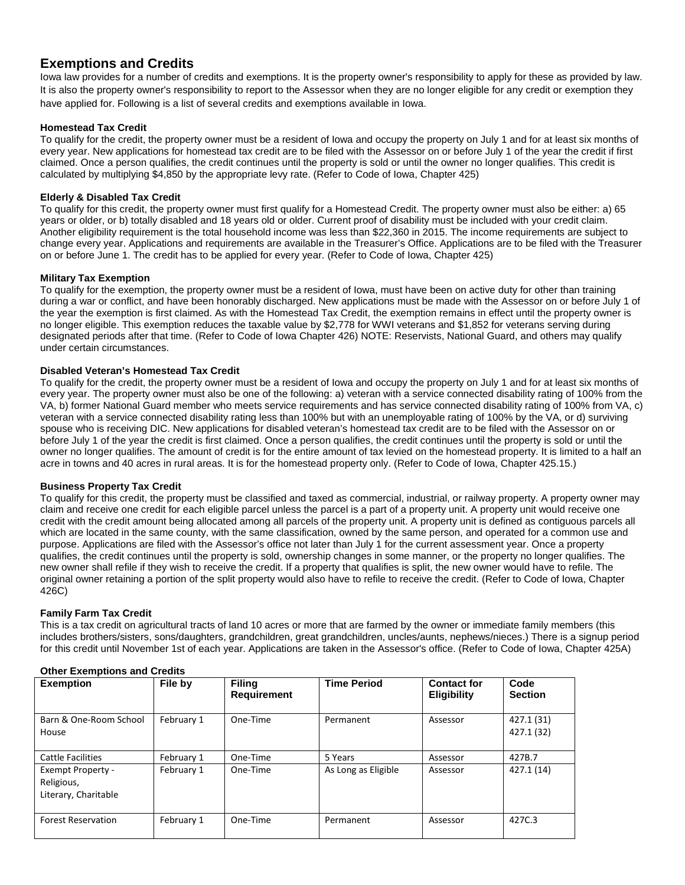# Exemptions and Credits

Iowa law provides for a number of credits and exemptions. It is the property owner's responsibility to apply for these as provided by law. It is also the property owner's responsibility to report to the Assessor when they are no longer eligible for any credit or exemption they have applied for. Following is a list of several credits and exemptions available in Iowa.

### Homestead Tax Credit

To qualify for the credit, the property owner must be a resident of Iowa and occupy the property on July 1 and for at least six months of every year. New applications for homestead tax credit are to be filed with the Assessor on or before July 1 of the year the credit if first claimed. Once a person qualifies, the credit continues until the property is sold or until the owner no longer qualifies. This credit is calculated by multiplying $4,850 by the appropriate levy rate. (Refer to Code of Iowa, Chapter 425)

### Elderly & Disabled Tax Credit

To qualify for this credit, the property owner must first qualify for a Homestead Credit. The property owner must also be either: a) 65 years or older, or b) totally disabled and 18 years old or older. Current proof of disability must be included with your credit claim. Another eligibility requirement is the total household income was less than $22,360 in 2015. The income requirements are subject to change every year. Applications and requirements are available in the Treasurer's Office. Applications are to be filed with the Treasurer on or before June 1. The credit has to be applied for every year. (Refer to Code of Iowa, Chapter 425)

### Military Tax Exemption

To qualify for the exemption, the property owner must be a resident of Iowa, must have been on active duty for other than training during a war or conflict, and have been honorably discharged. New applications must be made with the Assessor on or before July 1 of the year the exemption is first claimed. As with the Homestead Tax Credit, the exemption remains in effect until the property owner is no longer eligible. This exemption reduces the taxable value by $2,778 for WWI veterans and $1,852 for veterans serving during designated periods after that time. (Refer to Code of Iowa Chapter 426) NOTE: Reservists, National Guard, and others may qualify under certain circumstances.

### Disabled Veteran's Homestead Tax Credit

To qualify for the credit, the property owner must be a resident of Iowa and occupy the property on July 1 and for at least six months of every year. The property owner must also be one of the following: a) veteran with a service connected disability rating of 100% from the VA, b) former National Guard member who meets service requirements and has service connected disability rating of 100% from VA, c) veteran with a service connected disability rating less than 100% but with an unemployable rating of 100% by the VA, or d) surviving spouse who is receiving DIC. New applications for disabled veteran's homestead tax credit are to be filed with the Assessor on or before July 1 of the year the credit is first claimed. Once a person qualifies, the credit continues until the property is sold or until the owner no longer qualifies. The amount of credit is for the entire amount of tax levied on the homestead property. It is limited to a half an acre in towns and 40 acres in rural areas. It is for the homestead property only. (Refer to Code of Iowa, Chapter 425.15.)

### Business Property Tax Credit

To qualify for this credit, the property must be classified and taxed as commercial, industrial, or railway property. A property owner may claim and receive one credit for each eligible parcel unless the parcel is a part of a property unit. A property unit would receive one credit with the credit amount being allocated among all parcels of the property unit. A property unit is defined as contiguous parcels all which are located in the same county, with the same classification, owned by the same person, and operated for a common use and purpose. Applications are filed with the Assessor's office not later than July 1 for the current assessment year. Once a property qualifies, the credit continues until the property is sold, ownership changes in some manner, or the property no longer qualifies. The new owner shall refile if they wish to receive the credit. If a property that qualifies is split, the new owner would have to refile. The original owner retaining a portion of the split property would also have to refile to receive the credit. (Refer to Code of Iowa, Chapter 426C)

### Family Farm Tax Credit

This is a tax credit on agricultural tracts of land 10 acres or more that are farmed by the owner or immediate family members (this includes brothers/sisters, sons/daughters, grandchildren, great grandchildren, uncles/aunts, nephews/nieces.) There is a signup period for this credit until November 1st of each year. Applications are taken in the Assessor's office. (Refer to Code of Iowa, Chapter 425A)

### Other Exemptions and Credits

| Exemption | File by | Filing Requirement | Time Period | Contact for Eligibility | Code Section |
|---|---|---|---|---|---|
| Barn & One-Room School House | February 1 | One-Time | Permanent | Assessor | 427.1 (31) 427.1 (32) |
| Cattle Facilities | February 1 | One-Time | 5 Years | Assessor | 427B.7 |
| Exempt Property - Religious, Literary, Charitable | February 1 | One-Time | As Long as Eligible | Assessor | 427.1 (14) |
| Forest Reservation | February 1 | One-Time | Permanent | Assessor | 427C.3 |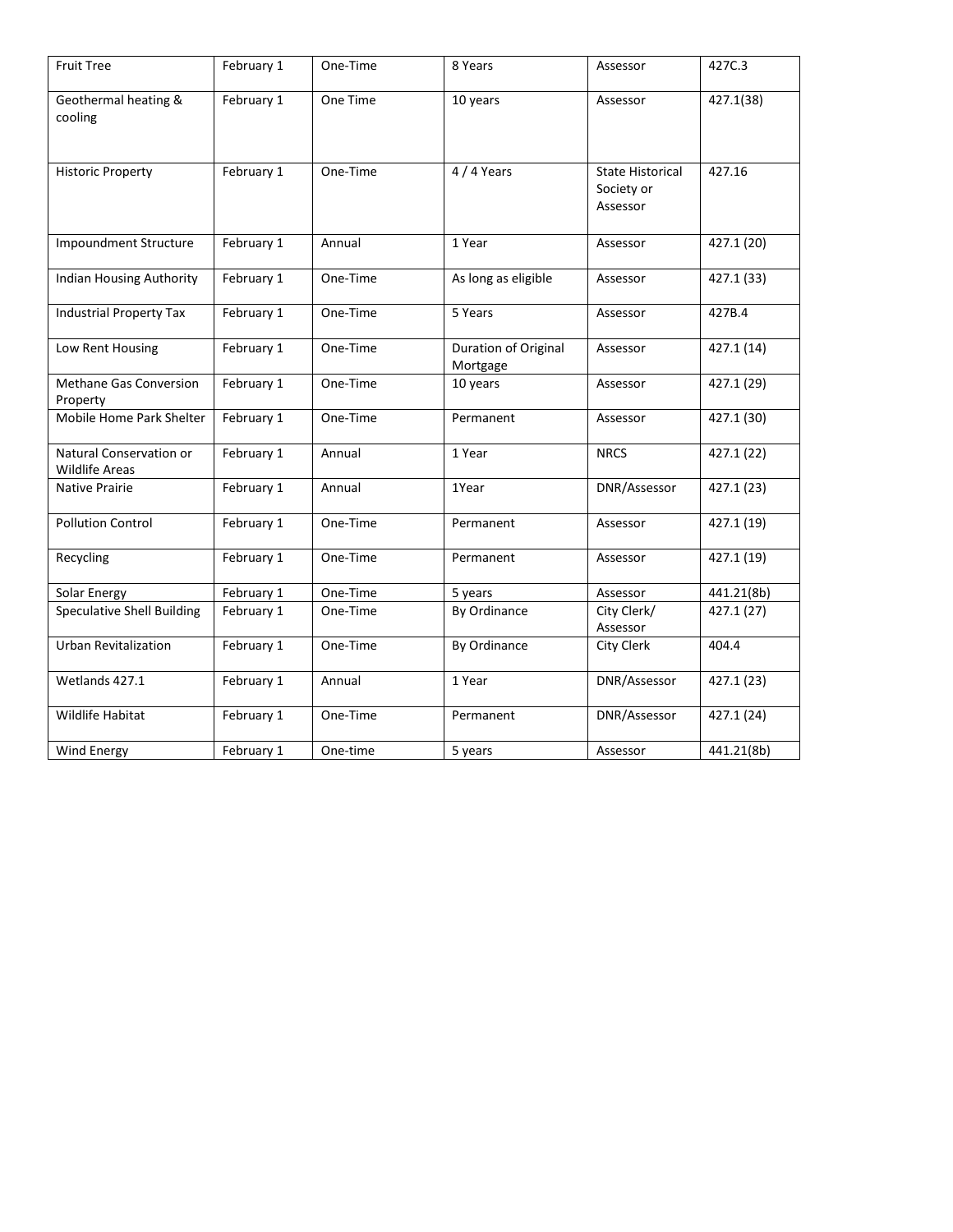| | | | | | |
|---|---|---|---|---|---|
| Fruit Tree | February 1 | One-Time | 8 Years | Assessor | 427C.3 |
| Geothermal heating & cooling | February 1 | One Time | 10 years | Assessor | 427.1(38) |
| Historic Property | February 1 | One-Time | 4 / 4 Years | State Historical Society or Assessor | 427.16 |
| Impoundment Structure | February 1 | Annual | 1 Year | Assessor | 427.1 (20) |
| Indian Housing Authority | February 1 | One-Time | As long as eligible | Assessor | 427.1 (33) |
| Industrial Property Tax | February 1 | One-Time | 5 Years | Assessor | 427B.4 |
| Low Rent Housing | February 1 | One-Time | Duration of Original Mortgage | Assessor | 427.1 (14) |
| Methane Gas Conversion Property | February 1 | One-Time | 10 years | Assessor | 427.1 (29) |
| Mobile Home Park Shelter | February 1 | One-Time | Permanent | Assessor | 427.1 (30) |
| Natural Conservation or Wildlife Areas | February 1 | Annual | 1 Year | NRCS | 427.1 (22) |
| Native Prairie | February 1 | Annual | 1Year | DNR/Assessor | 427.1 (23) |
| Pollution Control | February 1 | One-Time | Permanent | Assessor | 427.1 (19) |
| Recycling | February 1 | One-Time | Permanent | Assessor | 427.1 (19) |
| Solar Energy | February 1 | One-Time | 5 years | Assessor | 441.21(8b) |
| Speculative Shell Building | February 1 | One-Time | By Ordinance | City Clerk/ Assessor | 427.1 (27) |
| Urban Revitalization | February 1 | One-Time | By Ordinance | City Clerk | 404.4 |
| Wetlands 427.1 | February 1 | Annual | 1 Year | DNR/Assessor | 427.1 (23) |
| Wildlife Habitat | February 1 | One-Time | Permanent | DNR/Assessor | 427.1 (24) |
| Wind Energy | February 1 | One-time | 5 years | Assessor | 441.21(8b) |